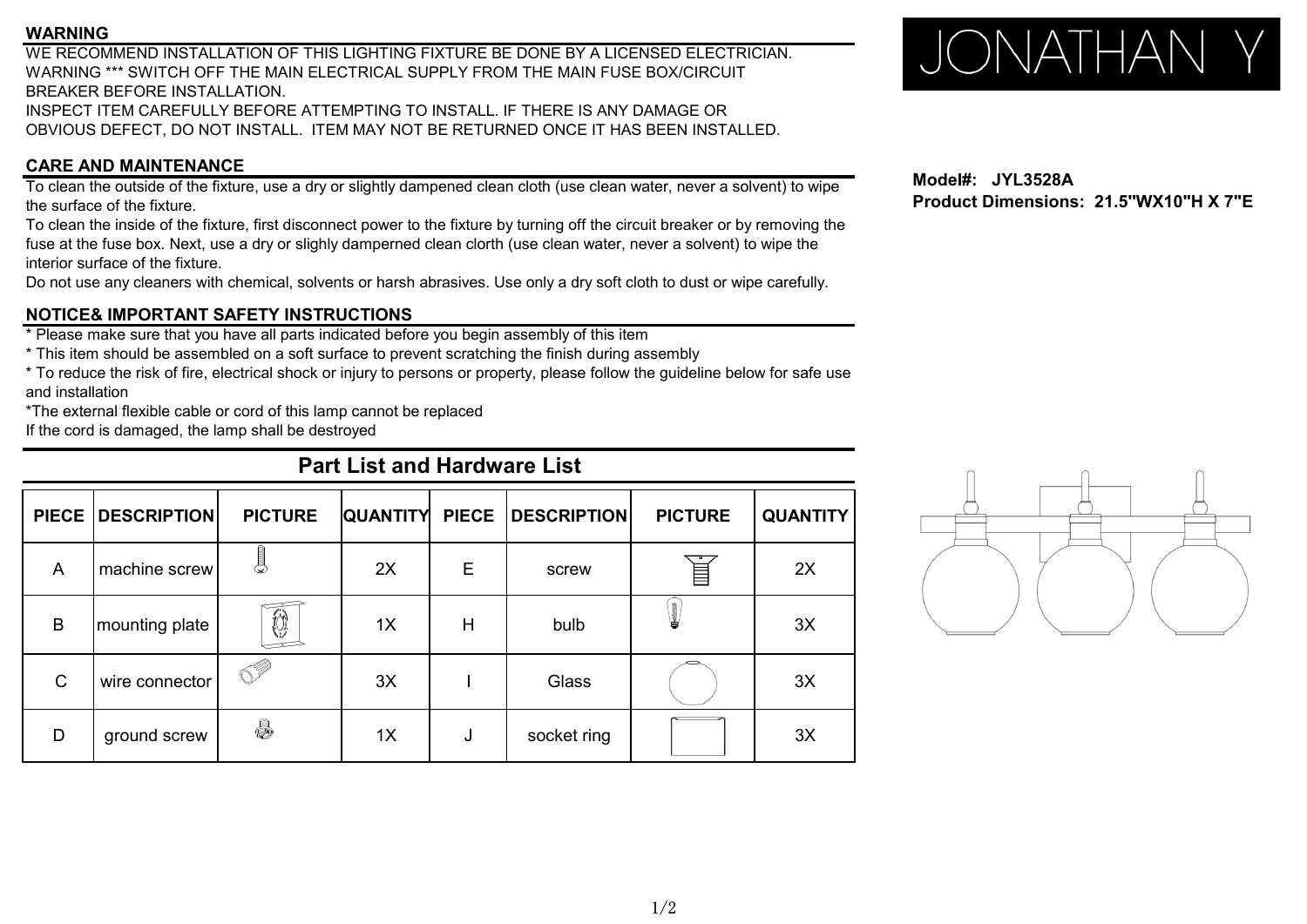## WARNING

WE RECOMMEND INSTALLATION OF THIS LIGHTING FIXTURE BE DONE BY A LICENSED ELECTRICIAN.
WARNING *** SWITCH OFF THE MAIN ELECTRICAL SUPPLY FROM THE MAIN FUSE BOX/CIRCUIT BREAKER BEFORE INSTALLATION.
INSPECT ITEM CAREFULLY BEFORE ATTEMPTING TO INSTALL. IF THERE IS ANY DAMAGE OR OBVIOUS DEFECT, DO NOT INSTALL. ITEM MAY NOT BE RETURNED ONCE IT HAS BEEN INSTALLED.

## CARE AND MAINTENANCE

To clean the outside of the fixture, use a dry or slightly dampened clean cloth (use clean water, never a solvent) to wipe the surface of the fixture.
To clean the inside of the fixture, first disconnect power to the fixture by turning off the circuit breaker or by removing the fuse at the fuse box. Next, use a dry or slighly damperned clean clorth (use clean water, never a solvent) to wipe the interior surface of the fixture.
Do not use any cleaners with chemical, solvents or harsh abrasives. Use only a dry soft cloth to dust or wipe carefully.

## NOTICE& IMPORTANT SAFETY INSTRUCTIONS

* Please make sure that you have all parts indicated before you begin assembly of this item
* This item should be assembled on a soft surface to prevent scratching the finish during assembly
* To reduce the risk of fire, electrical shock or injury to persons or property, please follow the guideline below for safe use and installation
*The external flexible cable or cord of this lamp cannot be replaced
If the cord is damaged, the lamp shall be destroyed

JONATHAN Y

**Model#: JYL3528A**
**Product Dimensions: 21.5"WX10"H X 7"E**

## Part List and Hardware List

| PIECE | DESCRIPTION | PICTURE | QUANTITY | PIECE | DESCRIPTION | PICTURE | QUANTITY |
|---|---|---|---|---|---|---|---|
| A | machine screw | | 2X | E | screw | | 2X |
| B | mounting plate | | 1X | H | bulb | | 3X |
| C | wire connector | | 3X | I | Glass | | 3X |
| D | ground screw | | 1X | J | socket ring | | 3X |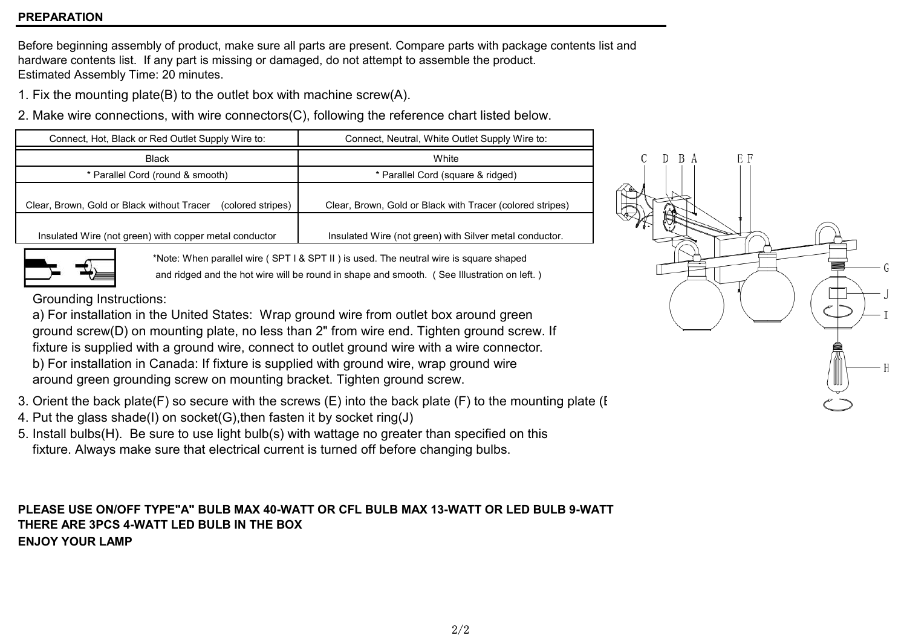## PREPARATION

Before beginning assembly of product, make sure all parts are present. Compare parts with package contents list and hardware contents list. If any part is missing or damaged, do not attempt to assemble the product.
Estimated Assembly Time: 20 minutes.

1. Fix the mounting plate(B) to the outlet box with machine screw(A).
2. Make wire connections, with wire connectors(C), following the reference chart listed below.

| Connect, Hot, Black or Red Outlet Supply Wire to: | Connect, Neutral, White Outlet Supply Wire to: |
|---|---|
| Black | White |
| * Parallel Cord (round & smooth) | * Parallel Cord (square & ridged) |
| Clear, Brown, Gold or Black without Tracer (colored stripes) | Clear, Brown, Gold or Black with Tracer (colored stripes) |
| Insulated Wire (not green) with copper metal conductor | Insulated Wire (not green) with Silver metal conductor. |

*Note: When parallel wire ( SPT I & SPT II ) is used. The neutral wire is square shaped and ridged and the hot wire will be round in shape and smooth. ( See Illustration on left. )

Grounding Instructions:
a) For installation in the United States: Wrap ground wire from outlet box around green ground screw(D) on mounting plate, no less than 2" from wire end. Tighten ground screw. If fixture is supplied with a ground wire, connect to outlet ground wire with a wire connector.
b) For installation in Canada: If fixture is supplied with ground wire, wrap ground wire around green grounding screw on mounting bracket. Tighten ground screw.

3. Orient the back plate(F) so secure with the screws (E) into the back plate (F) to the mounting plate (B
4. Put the glass shade(I) on socket(G),then fasten it by socket ring(J)
5. Install bulbs(H). Be sure to use light bulb(s) with wattage no greater than specified on this fixture. Always make sure that electrical current is turned off before changing bulbs.

C D B A E F G J I H

**PLEASE USE ON/OFF TYPE"A" BULB MAX 40-WATT OR CFL BULB MAX 13-WATT OR LED BULB 9-WATT**
**THERE ARE 3PCS 4-WATT LED BULB IN THE BOX**
**ENJOY YOUR LAMP**